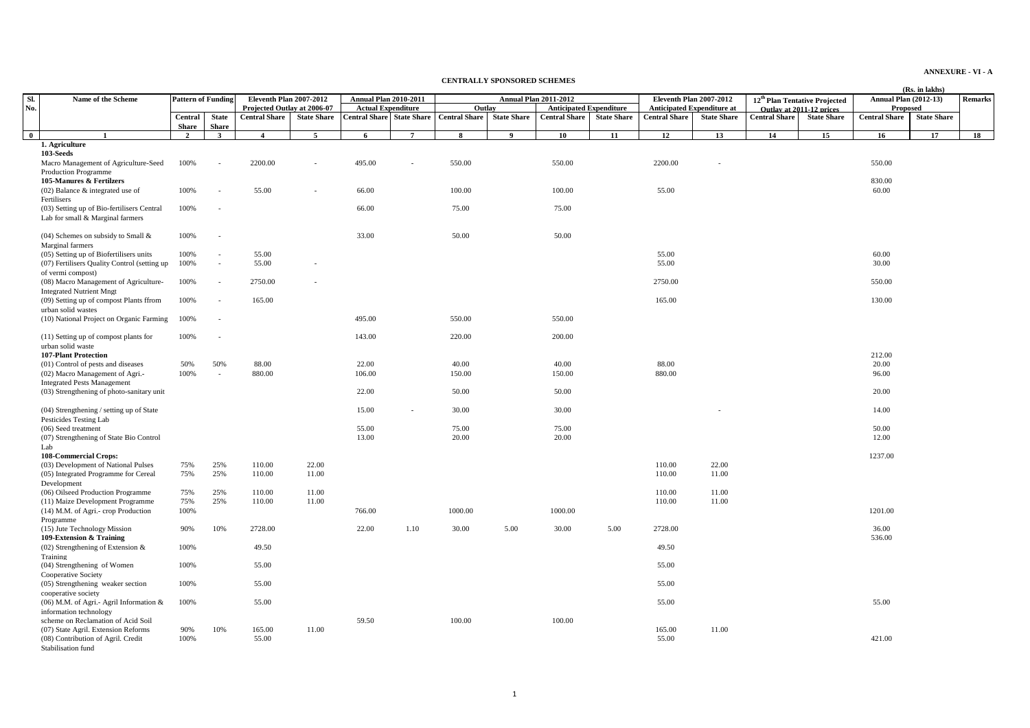ANNEXURE - VI - A

**CENTRALLY SPONSORED SCHEMES**

(Rs. in lakhs)

| Sl. No. | Name of the Scheme | Pattern of Funding | | Eleventh Plan 2007-2012 Projected Outlay at 2006-07 | | Annual Plan 2010-2011 Actual Expenditure | | Annual Plan 2011-2012 | | | | Eleventh Plan 2007-2012 Anticipated Expenditure at | | 12th Plan Tentative Projected Outlay at 2011-12 prices | | Annual Plan (2012-13) Proposed | | Remarks |
|---|---|---|---|---|---|---|---|---|---|---|---|---|---|---|---|---|---|---|
| | | | | | | | | Outlay | | Anticipated Expenditure | | | | | | | | |
| | | Central Share | State Share | Central Share | State Share | Central Share | State Share | Central Share | State Share | Central Share | State Share | Central Share | State Share | Central Share | State Share | Central Share | State Share | |
| 0 | 1 | 2 | 3 | 4 | 5 | 6 | 7 | 8 | 9 | 10 | 11 | 12 | 13 | 14 | 15 | 16 | 17 | 18 |
| | **1. Agriculture** | | | | | | | | | | | | | | | | | |
| | **103-Seeds** | | | | | | | | | | | | | | | | | |
| | Macro Management of Agriculture-Seed Production Programme | 100% | - | 2200.00 | - | 495.00 | - | 550.00 | | 550.00 | | 2200.00 | - | | | 550.00 | | |
| | **105-Manures & Fertilzers** | | | | | | | | | | | | | | | 830.00 | | |
| | (02) Balance & integrated use of Fertilisers | 100% | - | 55.00 | - | 66.00 | | 100.00 | | 100.00 | | 55.00 | | | | 60.00 | | |
| | (03) Setting up of Bio-fertilisers Central Lab for small & Marginal farmers | 100% | - | | | 66.00 | | 75.00 | | 75.00 | | | | | | | | |
| | (04) Schemes on subsidy to Small & Marginal farmers | 100% | - | | | 33.00 | | 50.00 | | 50.00 | | | | | | | | |
| | (05) Setting up of Biofertilisers units | 100% | - | 55.00 | | | | | | | | 55.00 | | | | 60.00 | | |
| | (07) Fertilisers Quality Control (setting up of vermi compost) | 100% | - | 55.00 | - | | | | | | | 55.00 | | | | 30.00 | | |
| | (08) Macro Management of Agriculture-Integrated Nutrient Mngt | 100% | - | 2750.00 | - | | | | | | | 2750.00 | | | | 550.00 | | |
| | (09) Setting up of compost Plants ffrom urban solid wastes | 100% | - | 165.00 | | | | | | | | 165.00 | | | | 130.00 | | |
| | (10) National Project on Organic Farming | 100% | - | | | 495.00 | | 550.00 | | 550.00 | | | | | | | | |
| | (11) Setting up of compost plants for urban solid waste | 100% | - | | | 143.00 | | 220.00 | | 200.00 | | | | | | | | |
| | **107-Plant Protection** | | | | | | | | | | | | | | | 212.00 | | |
| | (01) Control of pests and diseases | 50% | 50% | 88.00 | | 22.00 | | 40.00 | | 40.00 | | 88.00 | | | | 20.00 | | |
| | (02) Macro Management of Agri.- Integrated Pests Management | 100% | - | 880.00 | | 106.00 | | 150.00 | | 150.00 | | 880.00 | | | | 96.00 | | |
| | (03) Strengthening of photo-sanitary unit | | | | | 22.00 | | 50.00 | | 50.00 | | | | | | 20.00 | | |
| | (04) Strengthening / setting up of State Pesticides Testing Lab | | | | | 15.00 | - | 30.00 | | 30.00 | | | - | | | 14.00 | | |
| | (06) Seed treatment | | | | | 55.00 | | 75.00 | | 75.00 | | | | | | 50.00 | | |
| | (07) Strengthening of State Bio Control Lab | | | | | 13.00 | | 20.00 | | 20.00 | | | | | | 12.00 | | |
| | **108-Commercial Crops:** | | | | | | | | | | | | | | | 1237.00 | | |
| | (03) Development of National Pulses | 75% | 25% | 110.00 | 22.00 | | | | | | | 110.00 | 22.00 | | | | | |
| | (05) Integrated Programme for Cereal Development | 75% | 25% | 110.00 | 11.00 | | | | | | | 110.00 | 11.00 | | | | | |
| | (06) Oilseed Production Programme | 75% | 25% | 110.00 | 11.00 | | | | | | | 110.00 | 11.00 | | | | | |
| | (11) Maize Development Programme | 75% | 25% | 110.00 | 11.00 | | | | | | | 110.00 | 11.00 | | | | | |
| | (14) M.M. of Agri.- crop Production Programme | 100% | | | | 766.00 | | 1000.00 | | 1000.00 | | | | | | 1201.00 | | |
| | (15) Jute Technology Mission | 90% | 10% | 2728.00 | | 22.00 | 1.10 | 30.00 | 5.00 | 30.00 | 5.00 | 2728.00 | | | | 36.00 | | |
| | **109-Extension & Training** | | | | | | | | | | | | | | | 536.00 | | |
| | (02) Strengthening of Extension & Training | 100% | | 49.50 | | | | | | | | 49.50 | | | | | | |
| | (04) Strengthening of Women Cooperative Society | 100% | | 55.00 | | | | | | | | 55.00 | | | | | | |
| | (05) Strengthening weaker section cooperative society | 100% | | 55.00 | | | | | | | | 55.00 | | | | | | |
| | (06) M.M. of Agri.- Agril Information & information technology | 100% | | 55.00 | | | | | | | | 55.00 | | | | 55.00 | | |
| | scheme on Reclamation of Acid Soil | | | | | 59.50 | | 100.00 | | 100.00 | | | | | | | | |
| | (07) State Agril. Extension Reforms | 90% | 10% | 165.00 | 11.00 | | | | | | | 165.00 | 11.00 | | | | | |
| | (08) Contribution of Agril. Credit Stabilisation fund | 100% | | 55.00 | | | | | | | | 55.00 | | | | 421.00 | | |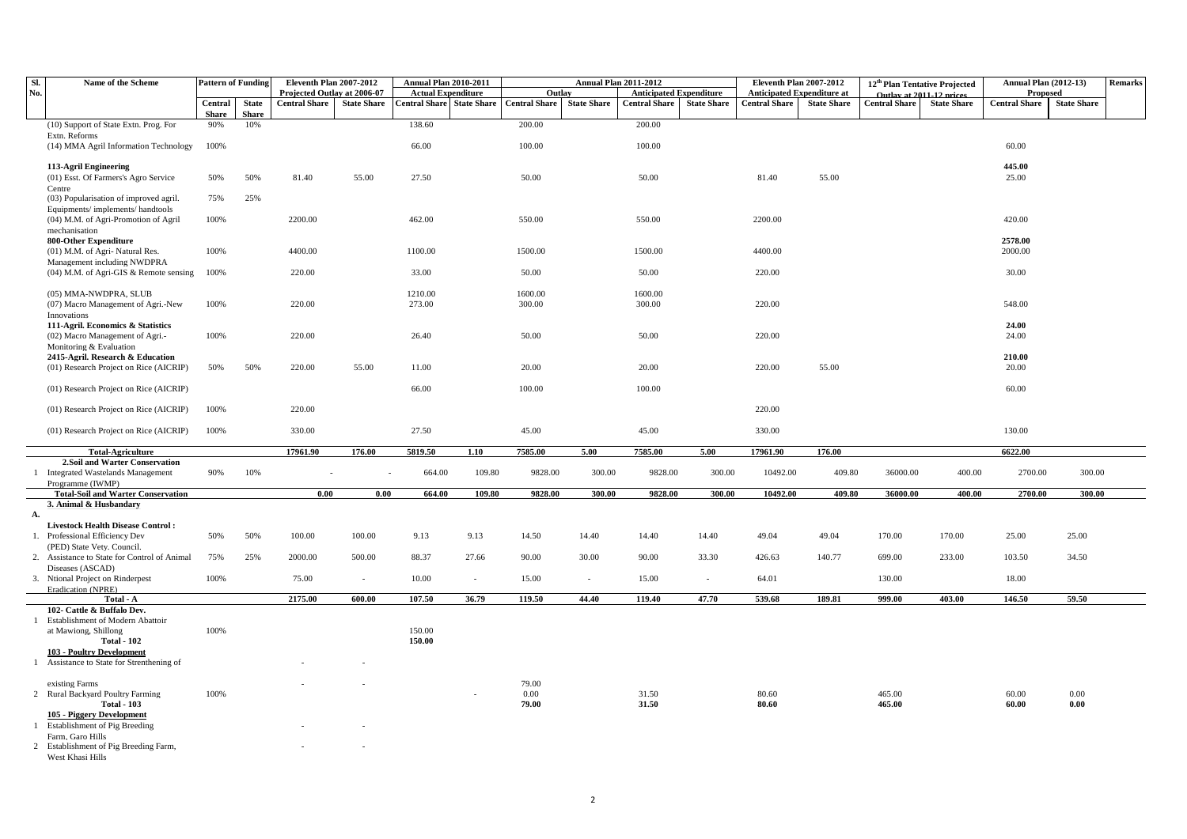| Sl. No. | Name of the Scheme | Pattern of Funding | | Eleventh Plan 2007-2012 Projected Outlay at 2006-07 | | Annual Plan 2010-2011 Actual Expenditure | | Annual Plan 2011-2012 Outlay | | Annual Plan 2011-2012 Anticipated Expenditure | | Eleventh Plan 2007-2012 Anticipated Expenditure at | | 12th Plan Tentative Projected Outlay at 2011-12 prices | | Annual Plan (2012-13) Proposed | | Remarks |
|---|---|---|---|---|---|---|---|---|---|---|---|---|---|---|---|---|---|---|
| | | Central Share | State Share | Central Share | State Share | Central Share | State Share | Central Share | State Share | Central Share | State Share | Central Share | State Share | Central Share | State Share | Central Share | State Share | |
| | (10) Support of State Extn. Prog. For Extn. Reforms | 90% | 10% | | | 138.60 | | 200.00 | | 200.00 | | | | | | | | |
| | (14) MMA Agril Information Technology | 100% | | | | 66.00 | | 100.00 | | 100.00 | | | | | | 60.00 | | |
| | **113-Agril Engineering** | | | | | | | | | | | | | | | **445.00** | | |
| | (01) Esst. Of Farmers's Agro Service Centre | 50% | 50% | 81.40 | 55.00 | 27.50 | | 50.00 | | 50.00 | | 81.40 | 55.00 | | | 25.00 | | |
| | (03) Popularisation of improved agril. Equipments/ implements/ handtools | 75% | 25% | | | | | | | | | | | | | | | |
| | (04) M.M. of Agri-Promotion of Agril mechanisation | 100% | | 2200.00 | | 462.00 | | 550.00 | | 550.00 | | 2200.00 | | | | 420.00 | | |
| | **800-Other Expenditure** | | | | | | | | | | | | | | | **2578.00** | | |
| | (01) M.M. of Agri- Natural Res. Management including NWDPRA | 100% | | 4400.00 | | 1100.00 | | 1500.00 | | 1500.00 | | 4400.00 | | | | 2000.00 | | |
| | (04) M.M. of Agri-GIS & Remote sensing | 100% | | 220.00 | | 33.00 | | 50.00 | | 50.00 | | 220.00 | | | | 30.00 | | |
| | (05) MMA-NWDPRA, SLUB | | | | | 1210.00 | | 1600.00 | | 1600.00 | | | | | | | | |
| | (07) Macro Management of Agri.-New Innovations | 100% | | 220.00 | | 273.00 | | 300.00 | | 300.00 | | 220.00 | | | | 548.00 | | |
| | **111-Agril. Economics & Statistics** | | | | | | | | | | | | | | | **24.00** | | |
| | (02) Macro Management of Agri.- Monitoring & Evaluation | 100% | | 220.00 | | 26.40 | | 50.00 | | 50.00 | | 220.00 | | | | 24.00 | | |
| | **2415-Agril. Research & Education** | | | | | | | | | | | | | | | **210.00** | | |
| | (01) Research Project on Rice (AICRIP) | 50% | 50% | 220.00 | 55.00 | 11.00 | | 20.00 | | 20.00 | | 220.00 | 55.00 | | | 20.00 | | |
| | (01) Research Project on Rice (AICRIP) | | | | | 66.00 | | 100.00 | | 100.00 | | | | | | 60.00 | | |
| | (01) Research Project on Rice (AICRIP) | 100% | | 220.00 | | | | | | | | 220.00 | | | | | | |
| | (01) Research Project on Rice (AICRIP) | 100% | | 330.00 | | 27.50 | | 45.00 | | 45.00 | | 330.00 | | | | 130.00 | | |
| | **Total-Agriculture** | | | **17961.90** | **176.00** | **5819.50** | **1.10** | **7585.00** | **5.00** | **7585.00** | **5.00** | **17961.90** | **176.00** | | | **6622.00** | | |
| | **2.Soil and Warter Conservation** | | | | | | | | | | | | | | | | | |
| 1 | Integrated Wastelands Management Programme (IWMP) | 90% | 10% | - | - | 664.00 | 109.80 | 9828.00 | 300.00 | 9828.00 | 300.00 | 10492.00 | 409.80 | 36000.00 | 400.00 | 2700.00 | 300.00 | |
| | **Total-Soil and Warter Conservation** | | | **0.00** | **0.00** | **664.00** | **109.80** | **9828.00** | **300.00** | **9828.00** | **300.00** | **10492.00** | **409.80** | **36000.00** | **400.00** | **2700.00** | **300.00** | |
| | **3. Animal & Husbandary** | | | | | | | | | | | | | | | | | |
| A. | **Livestock Health Disease Control :** | | | | | | | | | | | | | | | | | |
| 1. | Professional Efficiency Dev (PED) State Vety. Council. | 50% | 50% | 100.00 | 100.00 | 9.13 | 9.13 | 14.50 | 14.40 | 14.40 | 14.40 | 49.04 | 49.04 | 170.00 | 170.00 | 25.00 | 25.00 | |
| 2. | Assistance to State for Control of Animal Diseases (ASCAD) | 75% | 25% | 2000.00 | 500.00 | 88.37 | 27.66 | 90.00 | 30.00 | 90.00 | 33.30 | 426.63 | 140.77 | 699.00 | 233.00 | 103.50 | 34.50 | |
| 3. | Ntional Project on Rinderpest Eradication (NPRE) | 100% | | 75.00 | - | 10.00 | - | 15.00 | - | 15.00 | - | 64.01 | | 130.00 | | 18.00 | | |
| | **Total - A** | | | **2175.00** | **600.00** | **107.50** | **36.79** | **119.50** | **44.40** | **119.40** | **47.70** | **539.68** | **189.81** | **999.00** | **403.00** | **146.50** | **59.50** | |
| | **102- Cattle & Buffalo Dev.** | | | | | | | | | | | | | | | | | |
| 1 | Establishment of Modern Abattoir at Mawiong, Shillong | 100% | | | | 150.00 | | | | | | | | | | | | |
| | **Total - 102** | | | | | **150.00** | | | | | | | | | | | | |
| | **103 - Poultry Development** | | | | | | | | | | | | | | | | | |
| 1 | Assistance to State for Strenthening of existing Farms | | | - | - | | | 79.00 | | | | | | | | | | |
| 2 | Rural Backyard Poultry Farming | 100% | | | | | - | 0.00 | | 31.50 | | 80.60 | | 465.00 | | 60.00 | 0.00 | |
| | **Total - 103** | | | | | | | **79.00** | | **31.50** | | **80.60** | | **465.00** | | **60.00** | **0.00** | |
| | **105 - Piggery Development** | | | | | | | | | | | | | | | | | |
| 1 | Establishment of Pig Breeding Farm, Garo Hills | | | - | - | | | | | | | | | | | | | |
| 2 | Establishment of Pig Breeding Farm, West Khasi Hills | | | - | - | | | | | | | | | | | | | |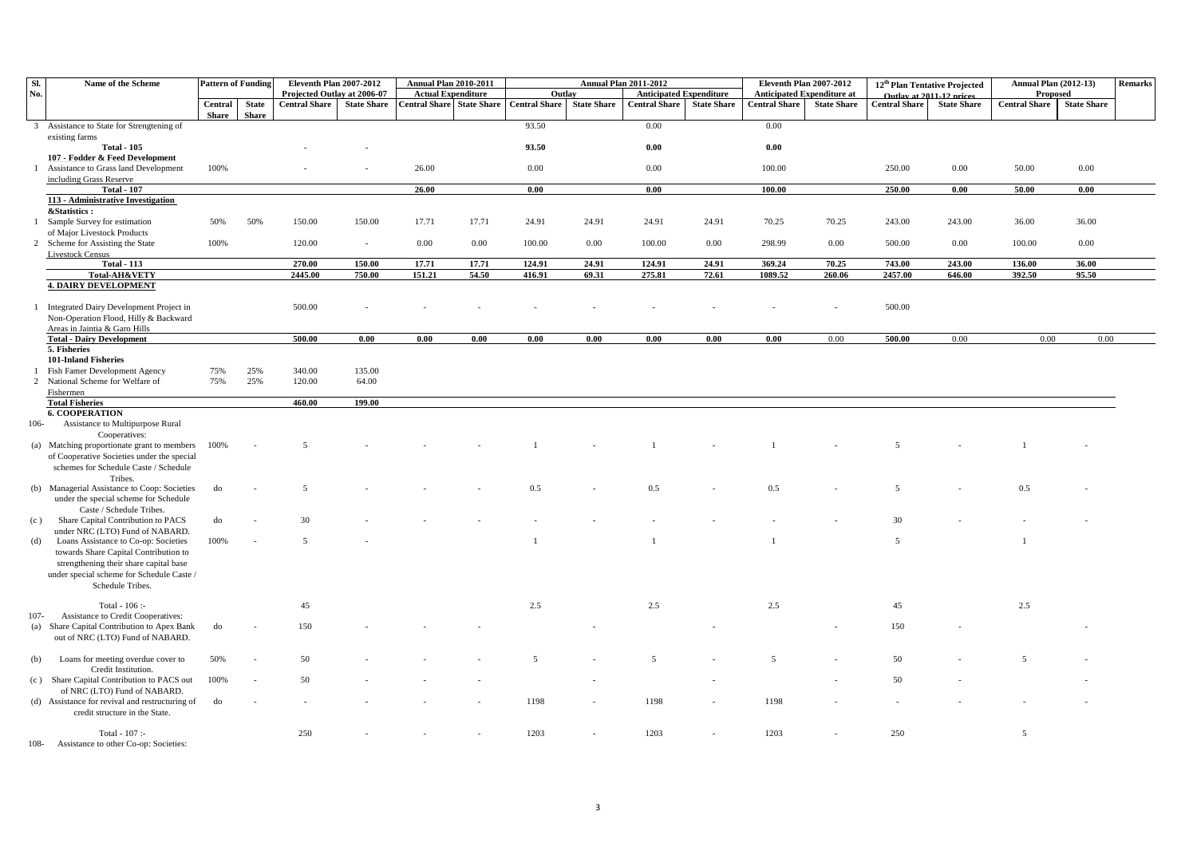| Sl. No. | Name of the Scheme | Pattern of Funding | | Eleventh Plan 2007-2012 Projected Outlay at 2006-07 | | Annual Plan 2010-2011 Actual Expenditure | | Annual Plan 2011-2012 Outlay | | Annual Plan 2011-2012 Anticipated Expenditure | | Eleventh Plan 2007-2012 Anticipated Expenditure at | | 12th Plan Tentative Projected Outlay at 2011-12 prices | | Annual Plan (2012-13) Proposed | | Remarks |
|---|---|---|---|---|---|---|---|---|---|---|---|---|---|---|---|---|---|---|
| | | Central Share | State Share | Central Share | State Share | Central Share | State Share | Central Share | State Share | Central Share | State Share | Central Share | State Share | Central Share | State Share | Central Share | State Share | |
| 3 | Assistance to State for Strengtening of existing farms | | | | | | | 93.50 | | 0.00 | | 0.00 | | | | | | |
| | **Total - 105** | | | - | - | | | **93.50** | | **0.00** | | **0.00** | | | | | | |
| | **107 - Fodder & Feed Development** | | | | | | | | | | | | | | | | | |
| 1 | Assistance to Grass land Development including Grass Reserve | 100% | | - | - | 26.00 | | 0.00 | | 0.00 | | 100.00 | | 250.00 | 0.00 | 50.00 | 0.00 | |
| | **Total - 107** | | | | | **26.00** | | **0.00** | | **0.00** | | **100.00** | | **250.00** | **0.00** | **50.00** | **0.00** | |
| | **113 - Administrative Investigation &Statistics :** | | | | | | | | | | | | | | | | | |
| 1 | Sample Survey for estimation of Major Livestock Products | 50% | 50% | 150.00 | 150.00 | 17.71 | 17.71 | 24.91 | 24.91 | 24.91 | 24.91 | 70.25 | 70.25 | 243.00 | 243.00 | 36.00 | 36.00 | |
| 2 | Scheme for Assisting the State Livestock Census | 100% | | 120.00 | - | 0.00 | 0.00 | 100.00 | 0.00 | 100.00 | 0.00 | 298.99 | 0.00 | 500.00 | 0.00 | 100.00 | 0.00 | |
| | **Total - 113** | | | **270.00** | **150.00** | **17.71** | **17.71** | **124.91** | **24.91** | **124.91** | **24.91** | **369.24** | **70.25** | **743.00** | **243.00** | **136.00** | **36.00** | |
| | **Total-AH&VETY** | | | **2445.00** | **750.00** | **151.21** | **54.50** | **416.91** | **69.31** | **275.81** | **72.61** | **1089.52** | **260.06** | **2457.00** | **646.00** | **392.50** | **95.50** | |
| | **4. DAIRY DEVELOPMENT** | | | | | | | | | | | | | | | | | |
| 1 | Integrated Dairy Development Project in Non-Operation Flood, Hilly & Backward Areas in Jaintia & Garo Hills | | | 500.00 | - | - | - | - | - | - | - | - | - | 500.00 | | | | |
| | **Total - Dairy Development** | | | **500.00** | **0.00** | **0.00** | **0.00** | **0.00** | **0.00** | **0.00** | **0.00** | **0.00** | 0.00 | **500.00** | 0.00 | 0.00 | 0.00 | |
| | **5. Fisheries** | | | | | | | | | | | | | | | | | |
| | **101-Inland Fisheries** | | | | | | | | | | | | | | | | | |
| 1 | Fish Famer Development Agency | 75% | 25% | 340.00 | 135.00 | | | | | | | | | | | | | |
| 2 | National Scheme for Welfare of Fishermen | 75% | 25% | 120.00 | 64.00 | | | | | | | | | | | | | |
| | **Total Fisheries** | | | **460.00** | **199.00** | | | | | | | | | | | | | |
| | **6. COOPERATION** | | | | | | | | | | | | | | | | | |
| 106- | Assistance to Multipurpose Rural Cooperatives: | | | | | | | | | | | | | | | | | |
| (a) | Matching proportionate grant to members of Cooperative Societies under the special schemes for Schedule Caste / Schedule Tribes. | 100% | - | 5 | - | - | - | 1 | - | 1 | - | 1 | - | 5 | - | 1 | - | |
| (b) | Managerial Assistance to Coop: Societies under the special scheme for Schedule Caste / Schedule Tribes. | do | - | 5 | - | - | - | 0.5 | - | 0.5 | - | 0.5 | - | 5 | - | 0.5 | - | |
| (c ) | Share Capital Contribution to PACS under NRC (LTO) Fund of NABARD. | do | - | 30 | - | - | - | - | - | - | - | - | - | 30 | - | - | - | |
| (d) | Loans Assistance to Co-op: Societies towards Share Capital Contribution to strengthening their share capital base under special scheme for Schedule Caste / Schedule Tribes. | 100% | - | 5 | - | | | 1 | | 1 | | 1 | | 5 | | 1 | | |
| | Total - 106 :- | | | 45 | | | | 2.5 | | 2.5 | | 2.5 | | 45 | | 2.5 | | |
| 107- | Assistance to Credit Cooperatives: | | | | | | | | | | | | | | | | | |
| (a) | Share Capital Contribution to Apex Bank out of NRC (LTO) Fund of NABARD. | do | - | 150 | - | - | - | | - | | - | | - | 150 | - | | - | |
| (b) | Loans for meeting overdue cover to Credit Institution. | 50% | - | 50 | - | - | - | 5 | - | 5 | - | 5 | - | 50 | - | 5 | - | |
| (c ) | Share Capital Contribution to PACS out of NRC (LTO) Fund of NABARD. | 100% | - | 50 | - | - | - | | - | | - | | - | 50 | - | | - | |
| (d) | Assistance for revival and restructuring of credit structure in the State. | do | - | - | - | - | - | 1198 | - | 1198 | - | 1198 | - | - | - | - | - | |
| | Total - 107 :- | | | 250 | - | - | - | 1203 | - | 1203 | - | 1203 | - | 250 | | 5 | | |
| 108- | Assistance to other Co-op: Societies: | | | | | | | | | | | | | | | | | |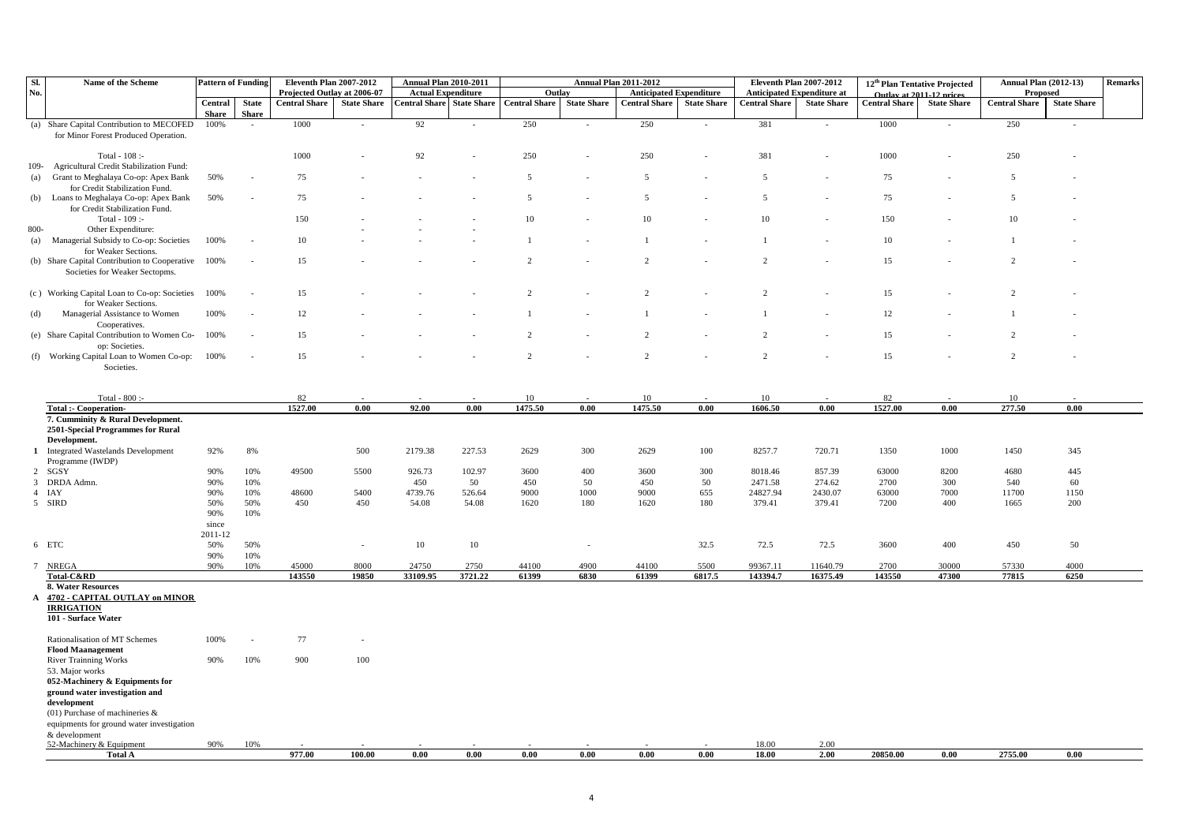| Sl. No. | Name of the Scheme | Pattern of Funding | | Eleventh Plan 2007-2012 Projected Outlay at 2006-07 | | Annual Plan 2010-2011 Actual Expenditure | | Annual Plan 2011-2012 Outlay | | Annual Plan 2011-2012 Anticipated Expenditure | | Eleventh Plan 2007-2012 Anticipated Expenditure at | | 12th Plan Tentative Projected Outlay at 2011-12 prices | | Annual Plan (2012-13) Proposed | | Remarks |
|---|---|---|---|---|---|---|---|---|---|---|---|---|---|---|---|---|---|---|
| | | Central Share | State Share | Central Share | State Share | Central Share | State Share | Central Share | State Share | Central Share | State Share | Central Share | State Share | Central Share | State Share | Central Share | State Share | |
| (a) | Share Capital Contribution to MECOFED for Minor Forest Produced Operation. | 100% | - | 1000 | - | 92 | - | 250 | - | 250 | - | 381 | - | 1000 | - | 250 | - | |
| | Total - 108 :- | | | 1000 | - | 92 | - | 250 | - | 250 | - | 381 | - | 1000 | - | 250 | - | |
| 109- | Agricultural Credit Stabilization Fund: | | | | | | | | | | | | | | | | | |
| (a) | Grant to Meghalaya Co-op: Apex Bank for Credit Stabilization Fund. | 50% | - | 75 | - | - | - | 5 | - | 5 | - | 5 | - | 75 | - | 5 | - | |
| (b) | Loans to Meghalaya Co-op: Apex Bank for Credit Stabilization Fund. | 50% | - | 75 | - | - | - | 5 | - | 5 | - | 5 | - | 75 | - | 5 | - | |
| | Total - 109 :- | | | 150 | - | - | - | 10 | - | 10 | - | 10 | - | 150 | - | 10 | - | |
| 800- | Other Expenditure: | | | | - | - | - | | | | | | | | | | | |
| (a) | Managerial Subsidy to Co-op: Societies for Weaker Sections. | 100% | - | 10 | - | - | - | 1 | - | 1 | - | 1 | - | 10 | - | 1 | - | |
| (b) | Share Capital Contribution to Cooperative Societies for Weaker Sectopms. | 100% | - | 15 | - | - | - | 2 | - | 2 | - | 2 | - | 15 | - | 2 | - | |
| (c ) | Working Capital Loan to Co-op: Societies for Weaker Sections. | 100% | - | 15 | - | - | - | 2 | - | 2 | - | 2 | - | 15 | - | 2 | - | |
| (d) | Managerial Assistance to Women Cooperatives. | 100% | - | 12 | - | - | - | 1 | - | 1 | - | 1 | - | 12 | - | 1 | - | |
| (e) | Share Capital Contribution to Women Co-op: Societies. | 100% | - | 15 | - | - | - | 2 | - | 2 | - | 2 | - | 15 | - | 2 | - | |
| (f) | Working Capital Loan to Women Co-op: Societies. | 100% | - | 15 | - | - | - | 2 | - | 2 | - | 2 | - | 15 | - | 2 | - | |
| | Total - 800 :- | | | 82 | - | - | - | 10 | - | 10 | - | 10 | - | 82 | - | 10 | - | |
| | **Total :- Cooperation-** | | | **1527.00** | **0.00** | **92.00** | **0.00** | **1475.50** | **0.00** | **1475.50** | **0.00** | **1606.50** | **0.00** | **1527.00** | **0.00** | **277.50** | **0.00** | |
| | **7. Cumminity & Rural Development. 2501-Special Programmes for Rural Development.** | | | | | | | | | | | | | | | | | |
| 1 | Integrated Wastelands Development Programme (IWDP) | 92% | 8% | | 500 | 2179.38 | 227.53 | 2629 | 300 | 2629 | 100 | 8257.7 | 720.71 | 1350 | 1000 | 1450 | 345 | |
| 2 | SGSY | 90% | 10% | 49500 | 5500 | 926.73 | 102.97 | 3600 | 400 | 3600 | 300 | 8018.46 | 857.39 | 63000 | 8200 | 4680 | 445 | |
| 3 | DRDA Admn. | 90% | 10% | | | 450 | 50 | 450 | 50 | 450 | 50 | 2471.58 | 274.62 | 2700 | 300 | 540 | 60 | |
| 4 | IAY | 90% | 10% | 48600 | 5400 | 4739.76 | 526.64 | 9000 | 1000 | 9000 | 655 | 24827.94 | 2430.07 | 63000 | 7000 | 11700 | 1150 | |
| 5 | SIRD | 50% 90% since 2011-12 | 50% 10% | 450 | 450 | 54.08 | 54.08 | 1620 | 180 | 1620 | 180 | 379.41 | 379.41 | 7200 | 400 | 1665 | 200 | |
| 6 | ETC | 50% 90% | 50% 10% | | - | 10 | 10 | | - | | 32.5 | 72.5 | 72.5 | 3600 | 400 | 450 | 50 | |
| 7 | NREGA | 90% | 10% | 45000 | 8000 | 24750 | 2750 | 44100 | 4900 | 44100 | 5500 | 99367.11 | 11640.79 | 2700 | 30000 | 57330 | 4000 | |
| | **Total-C&RD** | | | **143550** | **19850** | **33109.95** | **3721.22** | **61399** | **6830** | **61399** | **6817.5** | **143394.7** | **16375.49** | **143550** | **47300** | **77815** | **6250** | |
| | **8. Water Resources** | | | | | | | | | | | | | | | | | |
| A | **4702 - CAPITAL OUTLAY on MINOR IRRIGATION** | | | | | | | | | | | | | | | | | |
| | **101 - Surface Water** | | | | | | | | | | | | | | | | | |
| | Rationalisation of MT Schemes | 100% | - | 77 | - | | | | | | | | | | | | | |
| | **Flood Maanagement** | | | | | | | | | | | | | | | | | |
| | River Trainning Works | 90% | 10% | 900 | 100 | | | | | | | | | | | | | |
| | 53. Major works | | | | | | | | | | | | | | | | | |
| | **052-Machinery & Equipments for ground water investigation and development** | | | | | | | | | | | | | | | | | |
| | (01) Purchase of machineries & equipments for ground water investigation & development | | | | | | | | | | | | | | | | | |
| | 52-Machinery & Equipment | 90% | 10% | - | - | - | - | - | - | - | - | 18.00 | 2.00 | | | | | |
| | **Total A** | | | **977.00** | **100.00** | **0.00** | **0.00** | **0.00** | **0.00** | **0.00** | **0.00** | **18.00** | **2.00** | **20850.00** | **0.00** | **2755.00** | **0.00** | |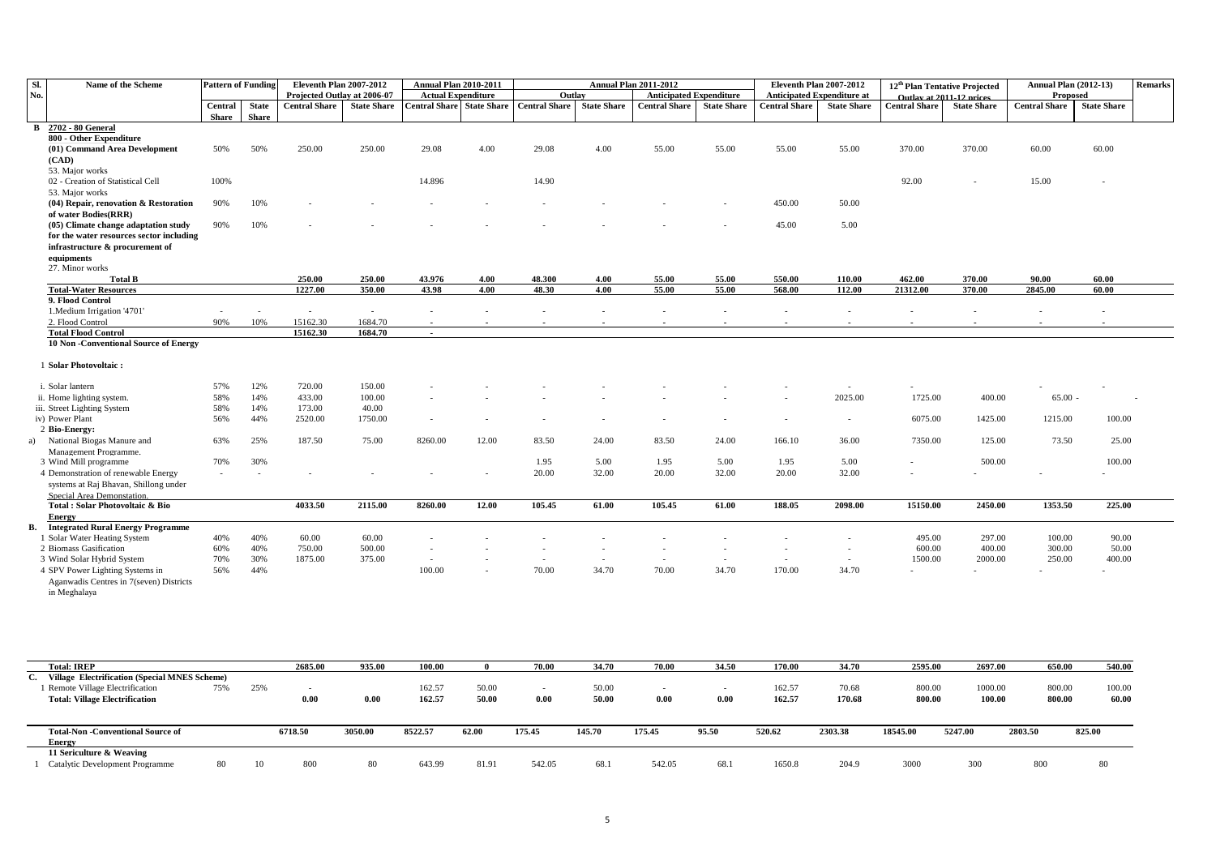| Sl. No. | Name of the Scheme | Pattern of Funding | | Eleventh Plan 2007-2012 Projected Outlay at 2006-07 | | Annual Plan 2010-2011 Actual Expenditure | | Annual Plan 2011-2012 Outlay | | Annual Plan 2011-2012 Anticipated Expenditure | | Eleventh Plan 2007-2012 Anticipated Expenditure at | | 12th Plan Tentative Projected Outlay at 2011-12 prices | | Annual Plan (2012-13) Proposed | | Remarks |
|---|---|---|---|---|---|---|---|---|---|---|---|---|---|---|---|---|---|---|
| | | Central Share | State Share | Central Share | State Share | Central Share | State Share | Central Share | State Share | Central Share | State Share | Central Share | State Share | Central Share | State Share | Central Share | State Share | |
| B | **2702 - 80 General** | | | | | | | | | | | | | | | | | |
| | **800 - Other Expenditure** | | | | | | | | | | | | | | | | | |
| | **(01) Command Area Development (CAD)** | 50% | 50% | 250.00 | 250.00 | 29.08 | 4.00 | 29.08 | 4.00 | 55.00 | 55.00 | 55.00 | 55.00 | 370.00 | 370.00 | 60.00 | 60.00 | |
| | 53. Major works | | | | | | | | | | | | | | | | | |
| | 02 - Creation of Statistical Cell | 100% | | | | 14.896 | | 14.90 | | | | | | 92.00 | - | 15.00 | - | |
| | 53. Major works | | | | | | | | | | | | | | | | | |
| | **(04) Repair, renovation & Restoration of water Bodies(RRR)** | 90% | 10% | - | - | - | - | - | - | - | - | 450.00 | 50.00 | | | | | |
| | **(05) Climate change adaptation study for the water resources sector including infrastructure & procurement of equipments** | 90% | 10% | - | - | - | - | - | - | - | - | 45.00 | 5.00 | | | | | |
| | 27. Minor works | | | | | | | | | | | | | | | | | |
| | **Total B** | | | **250.00** | **250.00** | **43.976** | **4.00** | **48.300** | **4.00** | **55.00** | **55.00** | **550.00** | **110.00** | **462.00** | **370.00** | **90.00** | **60.00** | |
| | **Total-Water Resources** | | | **1227.00** | **350.00** | **43.98** | **4.00** | **48.30** | **4.00** | **55.00** | **55.00** | **568.00** | **112.00** | **21312.00** | **370.00** | **2845.00** | **60.00** | |
| | **9. Flood Control** | | | | | | | | | | | | | | | | | |
| | 1.Medium Irrigation '4701' | - | - | - | - | - | - | - | - | - | - | - | - | - | - | - | - | |
| | 2. Flood Control | 90% | 10% | 15162.30 | 1684.70 | - | - | - | - | - | - | - | - | - | - | - | - | |
| | **Total Flood Control** | | | **15162.30** | **1684.70** | - | | | | | | | | | | | | |
| | **10 Non -Conventional Source of Energy** | | | | | | | | | | | | | | | | | |
| 1 | **Solar Photovoltaic :** | | | | | | | | | | | | | | | | | |
| | i. Solar lantern | 57% | 12% | 720.00 | 150.00 | - | - | - | - | - | - | - | - | - | | - | - | |
| | ii. Home lighting system. | 58% | 14% | 433.00 | 100.00 | - | - | - | - | - | - | - | 2025.00 | 1725.00 | 400.00 | 65.00 - | | - |
| | iii. Street Lighting System | 58% | 14% | 173.00 | 40.00 | | | | | | | | | | | | | |
| | iv) Power Plant | 56% | 44% | 2520.00 | 1750.00 | - | - | - | - | - | - | - | - | 6075.00 | 1425.00 | 1215.00 | 100.00 | |
| 2 | **Bio-Energy:** | | | | | | | | | | | | | | | | | |
| a) | National Biogas Manure and Management Programme. | 63% | 25% | 187.50 | 75.00 | 8260.00 | 12.00 | 83.50 | 24.00 | 83.50 | 24.00 | 166.10 | 36.00 | 7350.00 | 125.00 | 73.50 | 25.00 | |
| 3 | Wind Mill programme | 70% | 30% | | | | | 1.95 | 5.00 | 1.95 | 5.00 | 1.95 | 5.00 | - | 500.00 | | 100.00 | |
| 4 | Demonstration of renewable Energy systems at Raj Bhavan, Shillong under Special Area Demonstation. | - | - | - | - | - | - | 20.00 | 32.00 | 20.00 | 32.00 | 20.00 | 32.00 | - | - | - | - | |
| | **Total : Solar Photovoltaic & Bio Energy** | | | **4033.50** | **2115.00** | **8260.00** | **12.00** | **105.45** | **61.00** | **105.45** | **61.00** | **188.05** | **2098.00** | **15150.00** | **2450.00** | **1353.50** | **225.00** | |
| **B.** | **Integrated Rural Energy Programme** | | | | | | | | | | | | | | | | | |
| 1 | Solar Water Heating System | 40% | 40% | 60.00 | 60.00 | - | - | - | - | - | - | - | - | 495.00 | 297.00 | 100.00 | 90.00 | |
| 2 | Biomass Gasification | 60% | 40% | 750.00 | 500.00 | - | - | - | - | - | - | - | - | 600.00 | 400.00 | 300.00 | 50.00 | |
| 3 | Wind Solar Hybrid System | 70% | 30% | 1875.00 | 375.00 | - | - | - | - | - | - | - | - | 1500.00 | 2000.00 | 250.00 | 400.00 | |
| 4 | SPV Power Lighting Systems in Aganwadis Centres in 7(seven) Districts in Meghalaya | 56% | 44% | | | 100.00 | - | 70.00 | 34.70 | 70.00 | 34.70 | 170.00 | 34.70 | - | - | - | - | |
| | **Total: IREP** | | | **2685.00** | **935.00** | **100.00** | **0** | **70.00** | **34.70** | **70.00** | **34.50** | **170.00** | **34.70** | **2595.00** | **2697.00** | **650.00** | **540.00** | |
| **C.** | **Village Electrification (Special MNES Scheme)** | | | | | | | | | | | | | | | | | |
| 1 | Remote Village Electrification | 75% | 25% | - | | 162.57 | 50.00 | - | 50.00 | - | - | 162.57 | 70.68 | 800.00 | 1000.00 | 800.00 | 100.00 | |
| | **Total: Village Electrification** | | | **0.00** | **0.00** | **162.57** | **50.00** | **0.00** | **50.00** | **0.00** | **0.00** | **162.57** | **170.68** | **800.00** | **100.00** | **800.00** | **60.00** | |
| | **Total-Non -Conventional Source of Energy** | | | **6718.50** | **3050.00** | **8522.57** | **62.00** | **175.45** | **145.70** | **175.45** | **95.50** | **520.62** | **2303.38** | **18545.00** | **5247.00** | **2803.50** | **825.00** | |
| | **11 Sericulture & Weaving** | | | | | | | | | | | | | | | | | |
| 1 | Catalytic Development Programme | 80 | 10 | 800 | 80 | 643.99 | 81.91 | 542.05 | 68.1 | 542.05 | 68.1 | 1650.8 | 204.9 | 3000 | 300 | 800 | 80 | |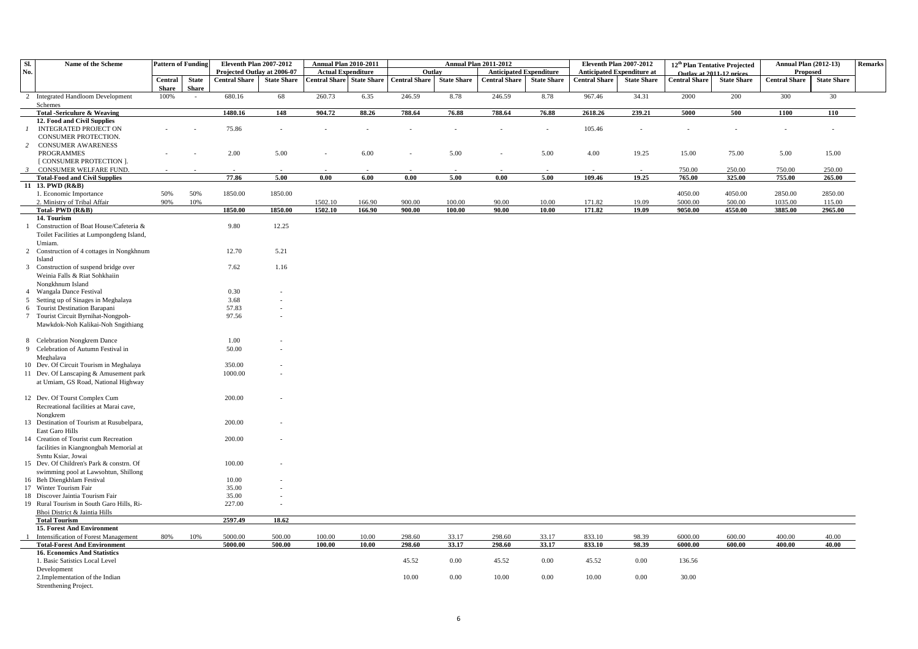| Sl. No. | Name of the Scheme | Pattern of Funding | | Eleventh Plan 2007-2012 Projected Outlay at 2006-07 | | Annual Plan 2010-2011 Actual Expenditure | | Annual Plan 2011-2012 Outlay | | Annual Plan 2011-2012 Anticipated Expenditure | | Eleventh Plan 2007-2012 Anticipated Expenditure at | | 12th Plan Tentative Projected Outlay at 2011-12 prices | | Annual Plan (2012-13) Proposed | | Remarks |
|---|---|---|---|---|---|---|---|---|---|---|---|---|---|---|---|---|---|---|
| | | Central Share | State Share | Central Share | State Share | Central Share | State Share | Central Share | State Share | Central Share | State Share | Central Share | State Share | Central Share | State Share | Central Share | State Share | |
| 2 | Integrated Handloom Development Schemes | 100% | - | 680.16 | 68 | 260.73 | 6.35 | 246.59 | 8.78 | 246.59 | 8.78 | 967.46 | 34.31 | 2000 | 200 | 300 | 30 | |
| | **Total -Sericulure & Weaving** | | | **1480.16** | **148** | **904.72** | **88.26** | **788.64** | **76.88** | **788.64** | **76.88** | **2618.26** | **239.21** | **5000** | **500** | **1100** | **110** | |
| | **12. Food and Civil Supplies** | | | | | | | | | | | | | | | | | |
| *1* | INTEGRATED PROJECT ON CONSUMER PROTECTION. | - | - | 75.86 | - | - | - | - | - | - | - | 105.46 | - | - | - | - | - | |
| *2* | CONSUMER AWARENESS PROGRAMMES [ CONSUMER PROTECTION ]. | - | - | 2.00 | 5.00 | - | 6.00 | - | 5.00 | - | 5.00 | 4.00 | 19.25 | 15.00 | 75.00 | 5.00 | 15.00 | |
| *3* | CONSUMER WELFARE FUND. | - | - | - | - | - | - | - | - | - | - | - | - | 750.00 | 250.00 | 750.00 | 250.00 | |
| | **Total-Food and Civil Supplies** | | | **77.86** | **5.00** | **0.00** | **6.00** | **0.00** | **5.00** | **0.00** | **5.00** | **109.46** | **19.25** | **765.00** | **325.00** | **755.00** | **265.00** | |
| 11 | **13. PWD (R&B)** | | | | | | | | | | | | | | | | | |
| | 1. Economic Importance | 50% | 50% | 1850.00 | 1850.00 | | | | | | | | | 4050.00 | 4050.00 | 2850.00 | 2850.00 | |
| | 2. Ministry of Tribal Affair | 90% | 10% | | | 1502.10 | 166.90 | 900.00 | 100.00 | 90.00 | 10.00 | 171.82 | 19.09 | 5000.00 | 500.00 | 1035.00 | 115.00 | |
| | **Total- PWD (R&B)** | | | **1850.00** | **1850.00** | **1502.10** | **166.90** | **900.00** | **100.00** | **90.00** | **10.00** | **171.82** | **19.09** | **9050.00** | **4550.00** | **3885.00** | **2965.00** | |
| | **14. Tourism** | | | | | | | | | | | | | | | | | |
| 1 | Construction of Boat House/Cafeteria & Toilet Facilities at Lumpongdeng Island, Umiam. | | | 9.80 | 12.25 | | | | | | | | | | | | | |
| 2 | Construction of 4 cottages in Nongkhnum Island | | | 12.70 | 5.21 | | | | | | | | | | | | | |
| 3 | Construction of suspend bridge over Weinia Falls & Riat Sohkhaiin Nongkhnum Island | | | 7.62 | 1.16 | | | | | | | | | | | | | |
| 4 | Wangala Dance Festival | | | 0.30 | - | | | | | | | | | | | | | |
| 5 | Setting up of Sinages in Meghalaya | | | 3.68 | - | | | | | | | | | | | | | |
| 6 | Tourist Destination Barapani | | | 57.83 | - | | | | | | | | | | | | | |
| 7 | Tourist Circuit Byrnihat-Nongpoh-Mawkdok-Noh Kalikai-Noh Sngithiang | | | 97.56 | - | | | | | | | | | | | | | |
| 8 | Celebration Nongkrem Dance | | | 1.00 | - | | | | | | | | | | | | | |
| 9 | Celebration of Autumn Festival in Meghalaya | | | 50.00 | - | | | | | | | | | | | | | |
| 10 | Dev. Of Circuit Tourism in Meghalaya | | | 350.00 | - | | | | | | | | | | | | | |
| 11 | Dev. Of Lanscaping & Amusement park at Umiam, GS Road, National Highway | | | 1000.00 | - | | | | | | | | | | | | | |
| 12 | Dev. Of Tourst Complex Cum Recreational facilities at Marai cave, Nongkrem | | | 200.00 | - | | | | | | | | | | | | | |
| 13 | Destination of Tourism at Rusubelpara, East Garo Hills | | | 200.00 | - | | | | | | | | | | | | | |
| 14 | Creation of Tourist cum Recreation facilities in Kiangnongbah Memorial at Syntu Ksiar, Jowai | | | 200.00 | - | | | | | | | | | | | | | |
| 15 | Dev. Of Children's Park & constrn. Of swimming pool at Lawsohtun, Shillong | | | 100.00 | - | | | | | | | | | | | | | |
| 16 | Beh Diengkhlam Festival | | | 10.00 | - | | | | | | | | | | | | | |
| 17 | Winter Tourism Fair | | | 35.00 | - | | | | | | | | | | | | | |
| 18 | Discover Jaintia Tourism Fair | | | 35.00 | - | | | | | | | | | | | | | |
| 19 | Rural Tourism in South Garo Hills, Ri-Bhoi District & Jaintia Hills | | | 227.00 | - | | | | | | | | | | | | | |
| | **Total Tourism** | | | **2597.49** | **18.62** | | | | | | | | | | | | | |
| | **15. Forest And Environment** | | | | | | | | | | | | | | | | | |
| 1 | Intensification of Forest Management | 80% | 10% | 5000.00 | 500.00 | 100.00 | 10.00 | 298.60 | 33.17 | 298.60 | 33.17 | 833.10 | 98.39 | 6000.00 | 600.00 | 400.00 | 40.00 | |
| | **Total-Forest And Environment** | | | **5000.00** | **500.00** | **100.00** | **10.00** | **298.60** | **33.17** | **298.60** | **33.17** | **833.10** | **98.39** | **6000.00** | **600.00** | **400.00** | **40.00** | |
| | **16. Economics And Statistics** | | | | | | | | | | | | | | | | | |
| | 1. Basic Satistics Local Level Development | | | | | | | 45.52 | 0.00 | 45.52 | 0.00 | 45.52 | 0.00 | 136.56 | | | | |
| | 2.Implementation of the Indian Strenthening Project. | | | | | | | 10.00 | 0.00 | 10.00 | 0.00 | 10.00 | 0.00 | 30.00 | | | | |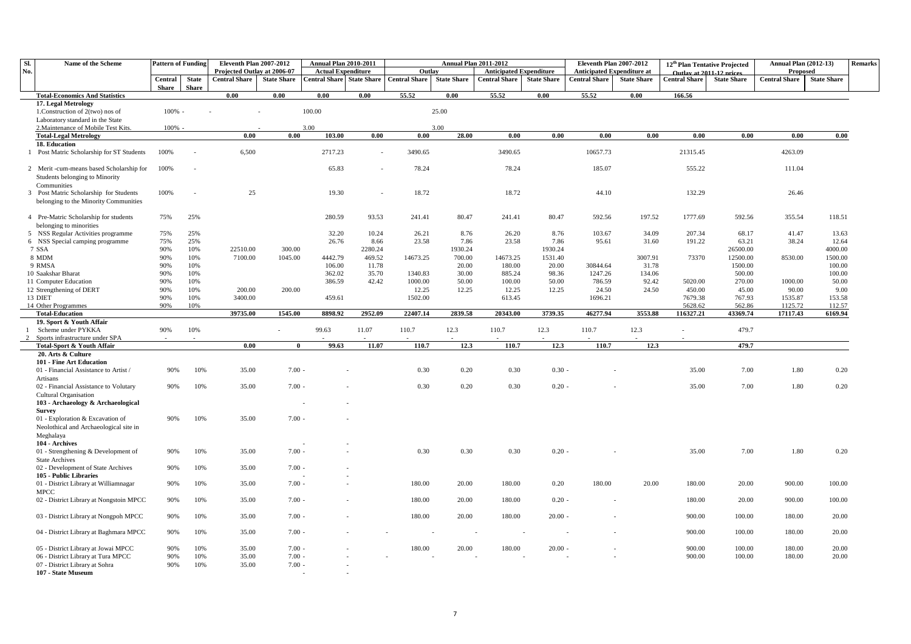| Sl. No. | Name of the Scheme | Pattern of Funding | | Eleventh Plan 2007-2012 Projected Outlay at 2006-07 | | Annual Plan 2010-2011 Actual Expenditure | | Annual Plan 2011-2012 Outlay | | Annual Plan 2011-2012 Anticipated Expenditure | | Eleventh Plan 2007-2012 Anticipated Expenditure at | | 12[th] Plan Tentative Projected Outlay at 2011-12 prices | | Annual Plan (2012-13) Proposed | | Remarks |
|---|---|---|---|---|---|---|---|---|---|---|---|---|---|---|---|---|---|---|
| | | Central Share | State Share | Central Share | State Share | Central Share | State Share | Central Share | State Share | Central Share | State Share | Central Share | State Share | Central Share | State Share | Central Share | State Share | |
| | **Total-Economics And Statistics** | | | 0.00 | 0.00 | 0.00 | 0.00 | 55.52 | 0.00 | 55.52 | 0.00 | 55.52 | 0.00 | 166.56 | | | | |
| | **17. Legal Metrology** | | | | | | | | | | | | | | | | | |
| | 1.Construction of 2(two) nos of Laboratory standard in the State | 100% | - | - | - | 100.00 | | | 25.00 | | | | | | | | | |
| | 2.Maintenance of Mobile Test Kits. | 100% | - | | - | 3.00 | | | 3.00 | | | | | | | | | |
| | **Total-Legal Metrology** | | | 0.00 | 0.00 | 103.00 | 0.00 | 0.00 | 28.00 | 0.00 | 0.00 | 0.00 | 0.00 | 0.00 | 0.00 | 0.00 | 0.00 | |
| | **18. Education** | | | | | | | | | | | | | | | | | |
| 1 | Post Matric Scholarship for ST Students | 100% | - | 6,500 | | 2717.23 | - | 3490.65 | | 3490.65 | | 10657.73 | | 21315.45 | | 4263.09 | | |
| 2 | Merit -cum-means based Scholarship for Students belonging to Minority Communities | 100% | - | | | 65.83 | - | 78.24 | | 78.24 | | 185.07 | | 555.22 | | 111.04 | | |
| 3 | Post Matric Scholarship for Students belonging to the Minority Communities | 100% | - | 25 | | 19.30 | - | 18.72 | | 18.72 | | 44.10 | | 132.29 | | 26.46 | | |
| 4 | Pre-Matric Scholarship for students belonging to minorities | 75% | 25% | | | 280.59 | 93.53 | 241.41 | 80.47 | 241.41 | 80.47 | 592.56 | 197.52 | 1777.69 | 592.56 | 355.54 | 118.51 | |
| 5 | NSS Regular Activities programme | 75% | 25% | | | 32.20 | 10.24 | 26.21 | 8.76 | 26.20 | 8.76 | 103.67 | 34.09 | 207.34 | 68.17 | 41.47 | 13.63 | |
| 6 | NSS Special camping programme | 75% | 25% | | | 26.76 | 8.66 | 23.58 | 7.86 | 23.58 | 7.86 | 95.61 | 31.60 | 191.22 | 63.21 | 38.24 | 12.64 | |
| 7 | SSA | 90% | 10% | 22510.00 | 300.00 | | 2280.24 | | 1930.24 | | 1930.24 | | | | 26500.00 | | 4000.00 | |
| 8 | MDM | 90% | 10% | 7100.00 | 1045.00 | 4442.79 | 469.52 | 14673.25 | 700.00 | 14673.25 | 1531.40 | | 3007.91 | 73370 | 12500.00 | 8530.00 | 1500.00 | |
| 9 | RMSA | 90% | 10% | | | 106.00 | 11.78 | | 20.00 | 180.00 | 20.00 | 30844.64 | 31.78 | | 1500.00 | | 100.00 | |
| 10 | Saakshar Bharat | 90% | 10% | | | 362.02 | 35.70 | 1340.83 | 30.00 | 885.24 | 98.36 | 1247.26 | 134.06 | | 500.00 | | 100.00 | |
| 11 | Computer Education | 90% | 10% | | | 386.59 | 42.42 | 1000.00 | 50.00 | 100.00 | 50.00 | 786.59 | 92.42 | 5020.00 | 270.00 | 1000.00 | 50.00 | |
| 12 | Strengthening of DERT | 90% | 10% | 200.00 | 200.00 | | | 12.25 | 12.25 | 12.25 | 12.25 | 24.50 | 24.50 | 450.00 | 45.00 | 90.00 | 9.00 | |
| 13 | DIET | 90% | 10% | 3400.00 | | 459.61 | | 1502.00 | | 613.45 | | 1696.21 | | 7679.38 | 767.93 | 1535.87 | 153.58 | |
| 14 | Other Programmes | 90% | 10% | | | | | | | | | | | 5628.62 | 562.86 | 1125.72 | 112.57 | |
| | **Total-Education** | | | 39735.00 | 1545.00 | 8898.92 | 2952.09 | 22407.14 | 2839.58 | 20343.00 | 3739.35 | 46277.94 | 3553.88 | 116327.21 | 43369.74 | 17117.43 | 6169.94 | |
| | **19. Sport & Youth Affair** | | | | | | | | | | | | | | | | | |
| 1 | Scheme under PYKKA | 90% | 10% | | - | 99.63 | 11.07 | 110.7 | 12.3 | 110.7 | 12.3 | 110.7 | 12.3 | - | 479.7 | | | |
| 2 | Sports infrastructure under SPA | - | - | | | - | - | - | - | - | - | - | - | - | | | | |
| | **Total-Sport & Youth Affair** | | | 0.00 | 0 | 99.63 | 11.07 | 110.7 | 12.3 | 110.7 | 12.3 | 110.7 | 12.3 | | 479.7 | | | |
| | **20. Arts & Culture** | | | | | | | | | | | | | | | | | |
| | **101 - Fine Art Education** | | | | | | | | | | | | | | | | | |
| | 01 - Financial Assistance to Artist / Artisans | 90% | 10% | 35.00 | 7.00 | - | - | 0.30 | 0.20 | 0.30 | 0.30 | - | - | 35.00 | 7.00 | 1.80 | 0.20 | |
| | 02 - Financial Assistance to Volutary Cultural Organisation | 90% | 10% | 35.00 | 7.00 | - | - | 0.30 | 0.20 | 0.30 | 0.20 | - | - | 35.00 | 7.00 | 1.80 | 0.20 | |
| | **103 - Archaeology & Archaeological Survey** | | | | - | - | | | | | | | | | | | | |
| | 01 - Exploration & Excavation of Neolothical and Archaeological site in Meghalaya | 90% | 10% | 35.00 | 7.00 | - | | | | | | | | | | | | |
| | **104 - Archives** | | | | - | - | | | | | | | | | | | | |
| | 01 - Strengthening & Development of State Archives | 90% | 10% | 35.00 | 7.00 | - | - | 0.30 | 0.30 | 0.30 | 0.20 | - | - | 35.00 | 7.00 | 1.80 | 0.20 | |
| | 02 - Development of State Archives | 90% | 10% | 35.00 | 7.00 | - | | | | | | | | | | | | |
| | **105 - Public Libraries** | | | | - | - | | | | | | | | | | | | |
| | 01 - District Library at Williamnagar MPCC | 90% | 10% | 35.00 | 7.00 | - | - | 180.00 | 20.00 | 180.00 | 0.20 | 180.00 | 20.00 | 180.00 | 20.00 | 900.00 | 100.00 | |
| | 02 - District Library at Nongstoin MPCC | 90% | 10% | 35.00 | 7.00 | - | - | 180.00 | 20.00 | 180.00 | 0.20 | - | - | 180.00 | 20.00 | 900.00 | 100.00 | |
| | 03 - District Library at Nongpoh MPCC | 90% | 10% | 35.00 | 7.00 | - | - | 180.00 | 20.00 | 180.00 | 20.00 | - | - | 900.00 | 100.00 | 180.00 | 20.00 | |
| | 04 - District Library at Baghmara MPCC | 90% | 10% | 35.00 | 7.00 | - | - | - | - | - | - | - | - | 900.00 | 100.00 | 180.00 | 20.00 | |
| | 05 - District Library at Jowai MPCC | 90% | 10% | 35.00 | 7.00 | - | - | 180.00 | 20.00 | 180.00 | 20.00 | - | - | 900.00 | 100.00 | 180.00 | 20.00 | |
| | 06 - District Library at Tura MPCC | 90% | 10% | 35.00 | 7.00 | - | - | - | - | - | - | - | - | 900.00 | 100.00 | 180.00 | 20.00 | |
| | 07 - District Library at Sohra | 90% | 10% | 35.00 | 7.00 | - | | | | | | | | | | | | |
| | **107 - State Museum** | | | | - | - | | | | | | | | | | | | |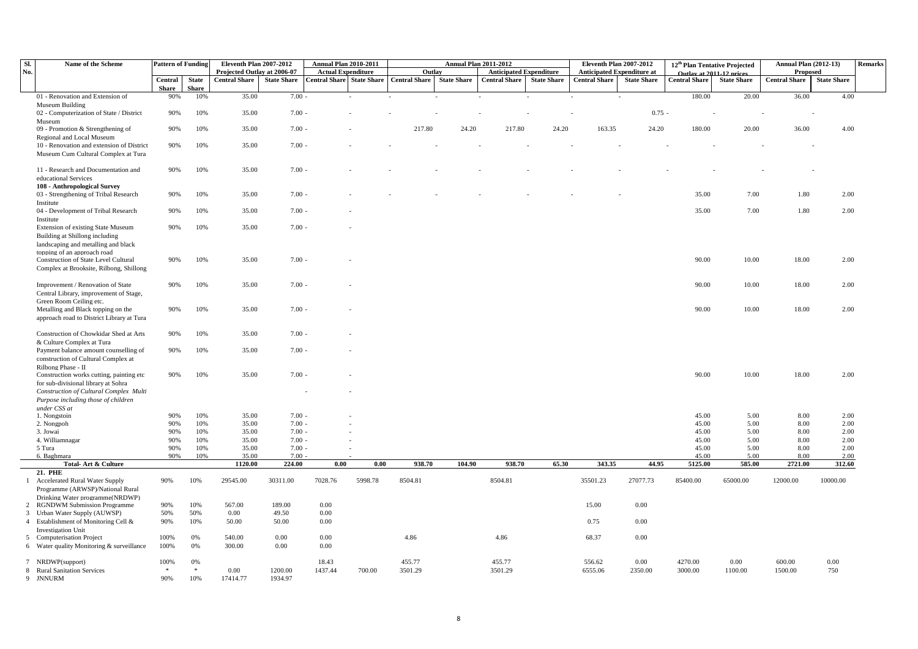| Sl. No. | Name of the Scheme | Pattern of Funding | | Eleventh Plan 2007-2012 Projected Outlay at 2006-07 | | Annual Plan 2010-2011 Actual Expenditure | | Annual Plan 2011-2012 Outlay | | Annual Plan 2011-2012 Anticipated Expenditure | | Eleventh Plan 2007-2012 Anticipated Expenditure at | | 12[th] Plan Tentative Projected Outlay at 2011-12 prices | | Annual Plan (2012-13) Proposed | | Remarks |
|---|---|---|---|---|---|---|---|---|---|---|---|---|---|---|---|---|---|---|
| | | Central Share | State Share | Central Share | State Share | Central Share | State Share | Central Share | State Share | Central Share | State Share | Central Share | State Share | Central Share | State Share | Central Share | State Share | |
| | 01 - Renovation and Extension of Museum Building | 90% | 10% | 35.00 | 7.00 | - | - | - | - | - | - | - | - | 180.00 | 20.00 | 36.00 | 4.00 | |
| | 02 - Computerization of State / District Museum | 90% | 10% | 35.00 | 7.00 | - | - | - | - | - | - | - | 0.75 | - | - | - | - | |
| | 09 - Promotion & Strengthening of Regional and Local Museum | 90% | 10% | 35.00 | 7.00 | - | - | 217.80 | 24.20 | 217.80 | 24.20 | 163.35 | 24.20 | 180.00 | 20.00 | 36.00 | 4.00 | |
| | 10 - Renovation and extension of District Museum Cum Cultural Complex at Tura | 90% | 10% | 35.00 | 7.00 | - | - | - | - | - | - | - | - | - | - | - | - | |
| | 11 - Research and Documentation and educational Services | 90% | 10% | 35.00 | 7.00 | - | - | - | - | - | - | - | - | - | - | - | - | |
| | **108 - Anthropological Survey** | | | | | | | | | | | | | | | | | |
| | 03 - Strengthening of Tribal Research Institute | 90% | 10% | 35.00 | 7.00 | - | - | - | - | - | - | - | - | 35.00 | 7.00 | 1.80 | 2.00 | |
| | 04 - Development of Tribal Research Institute | 90% | 10% | 35.00 | 7.00 | - | - | | | | | | | 35.00 | 7.00 | 1.80 | 2.00 | |
| | Extension of existing State Museum Building at Shillong including landscaping and metalling and black topping of an approach road | 90% | 10% | 35.00 | 7.00 | - | - | | | | | | | | | | | |
| | Construction of State Level Cultural Complex at Brooksite, Rilbong, Shillong | 90% | 10% | 35.00 | 7.00 | - | - | | | | | | | 90.00 | 10.00 | 18.00 | 2.00 | |
| | Improvement / Renovation of State Central Library, improvement of Stage, Green Room Ceiling etc. | 90% | 10% | 35.00 | 7.00 | - | - | | | | | | | 90.00 | 10.00 | 18.00 | 2.00 | |
| | Metalling and Black topping on the approach road to District Library at Tura | 90% | 10% | 35.00 | 7.00 | - | - | | | | | | | 90.00 | 10.00 | 18.00 | 2.00 | |
| | Construction of Chowkidar Shed at Arts & Culture Complex at Tura | 90% | 10% | 35.00 | 7.00 | - | - | | | | | | | | | | | |
| | Payment balance amount counselling of construction of Cultural Complex at Rilbong Phase - II | 90% | 10% | 35.00 | 7.00 | - | - | | | | | | | | | | | |
| | Construction works cutting, painting etc for sub-divisional library at Sohra | 90% | 10% | 35.00 | 7.00 | - | - | | | | | | | 90.00 | 10.00 | 18.00 | 2.00 | |
| | *Construction of Cultural Complex Multi Purpose including those of children under CSS at* | | | | | - | - | | | | | | | | | | | |
| | 1. Nongstoin | 90% | 10% | 35.00 | 7.00 | - | - | | | | | | | 45.00 | 5.00 | 8.00 | 2.00 | |
| | 2. Nongpoh | 90% | 10% | 35.00 | 7.00 | - | - | | | | | | | 45.00 | 5.00 | 8.00 | 2.00 | |
| | 3. Jowai | 90% | 10% | 35.00 | 7.00 | - | - | | | | | | | 45.00 | 5.00 | 8.00 | 2.00 | |
| | 4. Williamnagar | 90% | 10% | 35.00 | 7.00 | - | - | | | | | | | 45.00 | 5.00 | 8.00 | 2.00 | |
| | 5 Tura | 90% | 10% | 35.00 | 7.00 | - | - | | | | | | | 45.00 | 5.00 | 8.00 | 2.00 | |
| | 6. Baghmara | 90% | 10% | 35.00 | 7.00 | - | - | | | | | | | 45.00 | 5.00 | 8.00 | 2.00 | |
| | **Total- Art & Culture** | | | **1120.00** | **224.00** | **0.00** | **0.00** | **938.70** | **104.90** | **938.70** | **65.30** | **343.35** | **44.95** | **5125.00** | **585.00** | **2721.00** | **312.60** | |
| | **21. PHE** | | | | | | | | | | | | | | | | | |
| 1 | Accelerated Rural Water Supply Programme (ARWSP)/National Rural Drinking Water programme(NRDWP) | 90% | 10% | 29545.00 | 30311.00 | 7028.76 | 5998.78 | 8504.81 | | 8504.81 | | 35501.23 | 27077.73 | 85400.00 | 65000.00 | 12000.00 | 10000.00 | |
| 2 | RGNDWM Submission Programme | 90% | 10% | 567.00 | 189.00 | 0.00 | | | | | | 15.00 | 0.00 | | | | | |
| 3 | Urban Water Supply (AUWSP) | 50% | 50% | 0.00 | 49.50 | 0.00 | | | | | | | | | | | | |
| 4 | Establishment of Monitoring Cell & Investigation Unit | 90% | 10% | 50.00 | 50.00 | 0.00 | | | | | | 0.75 | 0.00 | | | | | |
| 5 | Computerisation Project | 100% | 0% | 540.00 | 0.00 | 0.00 | | 4.86 | | 4.86 | | 68.37 | 0.00 | | | | | |
| 6 | Water quality Monitoring & surveillance | 100% | 0% | 300.00 | 0.00 | 0.00 | | | | | | | | | | | | |
| 7 | NRDWP(support) | 100% | 0% | | | 18.43 | | 455.77 | | 455.77 | | 556.62 | 0.00 | 4270.00 | 0.00 | 600.00 | 0.00 | |
| 8 | Rural Sanitation Services | * | * | 0.00 | 1200.00 | 1437.44 | 700.00 | 3501.29 | | 3501.29 | | 6555.06 | 2350.00 | 3000.00 | 1100.00 | 1500.00 | 750 | |
| 9 | JNNURM | 90% | 10% | 17414.77 | 1934.97 | | | | | | | | | | | | | |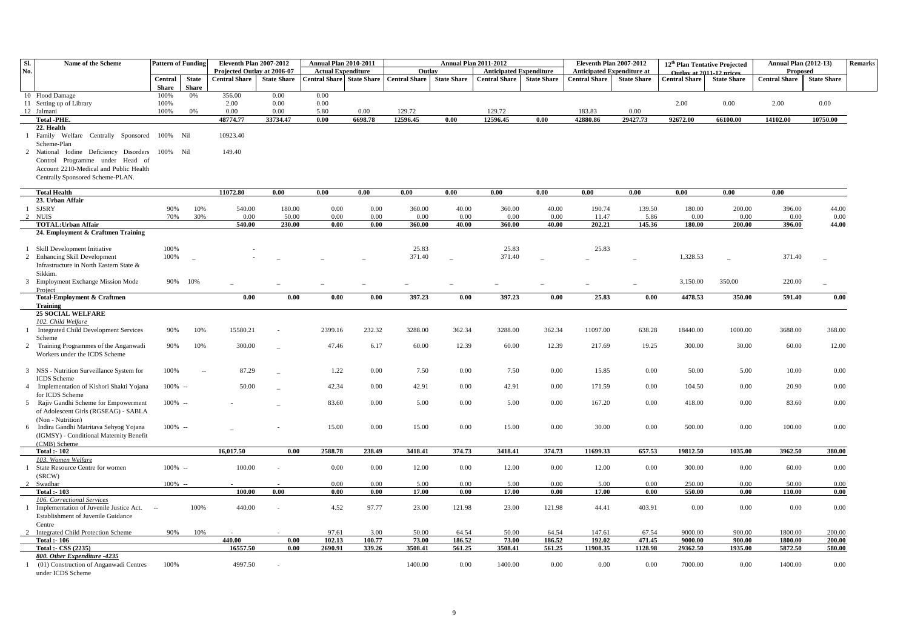| Sl. No. | Name of the Scheme | Pattern of Funding | | Eleventh Plan 2007-2012 Projected Outlay at 2006-07 | | Annual Plan 2010-2011 Actual Expenditure | | Annual Plan 2011-2012 Outlay | | Annual Plan 2011-2012 Anticipated Expenditure | | Eleventh Plan 2007-2012 Anticipated Expenditure at | | 12th Plan Tentative Projected Outlay at 2011-12 prices | | Annual Plan (2012-13) Proposed | | Remarks |
|---|---|---|---|---|---|---|---|---|---|---|---|---|---|---|---|---|---|---|
| | | Central Share | State Share | Central Share | State Share | Central Share | State Share | Central Share | State Share | Central Share | State Share | Central Share | State Share | Central Share | State Share | Central Share | State Share | |
| 10 | Flood Damage | 100% | 0% | 356.00 | 0.00 | 0.00 | | | | | | | | | | | | |
| 11 | Setting up of Library | 100% | | 2.00 | 0.00 | 0.00 | | | | | | | | 2.00 | 0.00 | 2.00 | 0.00 | |
| 12 | Jalmani | 100% | 0% | 0.00 | 0.00 | 5.80 | 0.00 | 129.72 | | 129.72 | | 183.83 | 0.00 | | | | | |
| | **Total -PHE.** | | | **48774.77** | **33734.47** | **0.00** | **6698.78** | **12596.45** | **0.00** | **12596.45** | **0.00** | **42880.86** | **29427.73** | **92672.00** | **66100.00** | **14102.00** | **10750.00** | |
| | **22. Health** | | | | | | | | | | | | | | | | | |
| 1 | Family Welfare Centrally Sponsored Scheme-Plan | 100% | Nil | 10923.40 | | | | | | | | | | | | | | |
| 2 | National Iodine Deficiency Disorders Control Programme under Head of Account 2210-Medical and Public Health Centrally Sponsored Scheme-PLAN. | 100% | Nil | 149.40 | | | | | | | | | | | | | | |
| | **Total Health** | | | **11072.80** | **0.00** | **0.00** | **0.00** | **0.00** | **0.00** | **0.00** | **0.00** | **0.00** | **0.00** | **0.00** | **0.00** | **0.00** | | |
| | **23. Urban Affair** | | | | | | | | | | | | | | | | | |
| 1 | SJSRY | 90% | 10% | 540.00 | 180.00 | 0.00 | 0.00 | 360.00 | 40.00 | 360.00 | 40.00 | 190.74 | 139.50 | 180.00 | 200.00 | 396.00 | 44.00 | |
| 2 | NUIS | 70% | 30% | 0.00 | 50.00 | 0.00 | 0.00 | 0.00 | 0.00 | 0.00 | 0.00 | 11.47 | 5.86 | 0.00 | 0.00 | 0.00 | 0.00 | |
| | **TOTAL:Urban Affair** | | | **540.00** | **230.00** | **0.00** | **0.00** | **360.00** | **40.00** | **360.00** | **40.00** | **202.21** | **145.36** | **180.00** | **200.00** | **396.00** | **44.00** | |
| | **24. Employment & Craftmen Training** | | | | | | | | | | | | | | | | | |
| 1 | Skill Development Initiative | 100% | | - | | | | 25.83 | | 25.83 | | 25.83 | | | | | | |
| 2 | Enhancing Skill Development Infrastructure in North Eastern State & Sikkim. | 100% | _ | - | _ | _ | _ | 371.40 | _ | 371.40 | _ | _ | _ | 1,328.53 | _ | 371.40 | _ | |
| 3 | Employment Exchange Mission Mode Project | 90% | 10% | _ | _ | _ | _ | _ | _ | _ | _ | _ | _ | 3,150.00 | 350.00 | 220.00 | _ | |
| | **Total-Employment & Craftmen Training** | | | **0.00** | **0.00** | **0.00** | **0.00** | **397.23** | **0.00** | **397.23** | **0.00** | **25.83** | **0.00** | **4478.53** | **350.00** | **591.40** | **0.00** | |
| | **25 SOCIAL WELFARE** | | | | | | | | | | | | | | | | | |
| | *102. Child Welfare* | | | | | | | | | | | | | | | | | |
| 1 | Integrated Child Development Services Scheme | 90% | 10% | 15580.21 | - | 2399.16 | 232.32 | 3288.00 | 362.34 | 3288.00 | 362.34 | 11097.00 | 638.28 | 18440.00 | 1000.00 | 3688.00 | 368.00 | |
| 2 | Training Programmes of the Anganwadi Workers under the ICDS Scheme | 90% | 10% | 300.00 | _ | 47.46 | 6.17 | 60.00 | 12.39 | 60.00 | 12.39 | 217.69 | 19.25 | 300.00 | 30.00 | 60.00 | 12.00 | |
| 3 | NSS - Nutrition Surveillance System for ICDS Scheme | 100% | -- | 87.29 | _ | 1.22 | 0.00 | 7.50 | 0.00 | 7.50 | 0.00 | 15.85 | 0.00 | 50.00 | 5.00 | 10.00 | 0.00 | |
| 4 | Implementation of Kishori Shakti Yojana for ICDS Scheme | 100% -- | | 50.00 | _ | 42.34 | 0.00 | 42.91 | 0.00 | 42.91 | 0.00 | 171.59 | 0.00 | 104.50 | 0.00 | 20.90 | 0.00 | |
| 5 | Rajiv Gandhi Scheme for Empowerment of Adolescent Girls (RGSEAG) - SABLA (Non - Nutrition) | 100% -- | | - | _ | 83.60 | 0.00 | 5.00 | 0.00 | 5.00 | 0.00 | 167.20 | 0.00 | 418.00 | 0.00 | 83.60 | 0.00 | |
| 6 | Indira Gandhi Matritava Sehyog Yojana (IGMSY) - Conditional Maternity Benefit (CMB) Scheme | 100% -- | | _ | - | 15.00 | 0.00 | 15.00 | 0.00 | 15.00 | 0.00 | 30.00 | 0.00 | 500.00 | 0.00 | 100.00 | 0.00 | |
| | **Total :- 102** | | | **16,017.50** | **0.00** | **2588.78** | **238.49** | **3418.41** | **374.73** | **3418.41** | **374.73** | **11699.33** | **657.53** | **19812.50** | **1035.00** | **3962.50** | **380.00** | |
| | *103. Women Welfare* | | | | | | | | | | | | | | | | | |
| 1 | State Resource Centre for women (SRCW) | 100% -- | | 100.00 | - | 0.00 | 0.00 | 12.00 | 0.00 | 12.00 | 0.00 | 12.00 | 0.00 | 300.00 | 0.00 | 60.00 | 0.00 | |
| 2 | Swadhar | 100% -- | | - | - | 0.00 | 0.00 | 5.00 | 0.00 | 5.00 | 0.00 | 5.00 | 0.00 | 250.00 | 0.00 | 50.00 | 0.00 | |
| | **Total :- 103** | | | **100.00** | **0.00** | **0.00** | **0.00** | **17.00** | **0.00** | **17.00** | **0.00** | **17.00** | **0.00** | **550.00** | **0.00** | **110.00** | **0.00** | |
| | *106. Correctional Services* | | | | | | | | | | | | | | | | | |
| 1 | Implementation of Juvenile Justice Act. Establishment of Juvenile Guidance Centre | -- | 100% | 440.00 | - | 4.52 | 97.77 | 23.00 | 121.98 | 23.00 | 121.98 | 44.41 | 403.91 | 0.00 | 0.00 | 0.00 | 0.00 | |
| 2 | Integrated Child Protection Scheme | 90% | 10% | - | - | 97.61 | 3.00 | 50.00 | 64.54 | 50.00 | 64.54 | 147.61 | 67.54 | 9000.00 | 900.00 | 1800.00 | 200.00 | |
| | **Total :- 106** | | | **440.00** | **0.00** | **102.13** | **100.77** | **73.00** | **186.52** | **73.00** | **186.52** | **192.02** | **471.45** | **9000.00** | **900.00** | **1800.00** | **200.00** | |
| | **Total :- CSS (2235)** | | | **16557.50** | **0.00** | **2690.91** | **339.26** | **3508.41** | **561.25** | **3508.41** | **561.25** | **11908.35** | **1128.98** | **29362.50** | **1935.00** | **5872.50** | **580.00** | |
| | *800. Other Expenditure -4235* | | | | | | | | | | | | | | | | | |
| 1 | (01) Construction of Anganwadi Centres under ICDS Scheme | 100% | | 4997.50 | - | | | 1400.00 | 0.00 | 1400.00 | 0.00 | 0.00 | 0.00 | 7000.00 | 0.00 | 1400.00 | 0.00 | |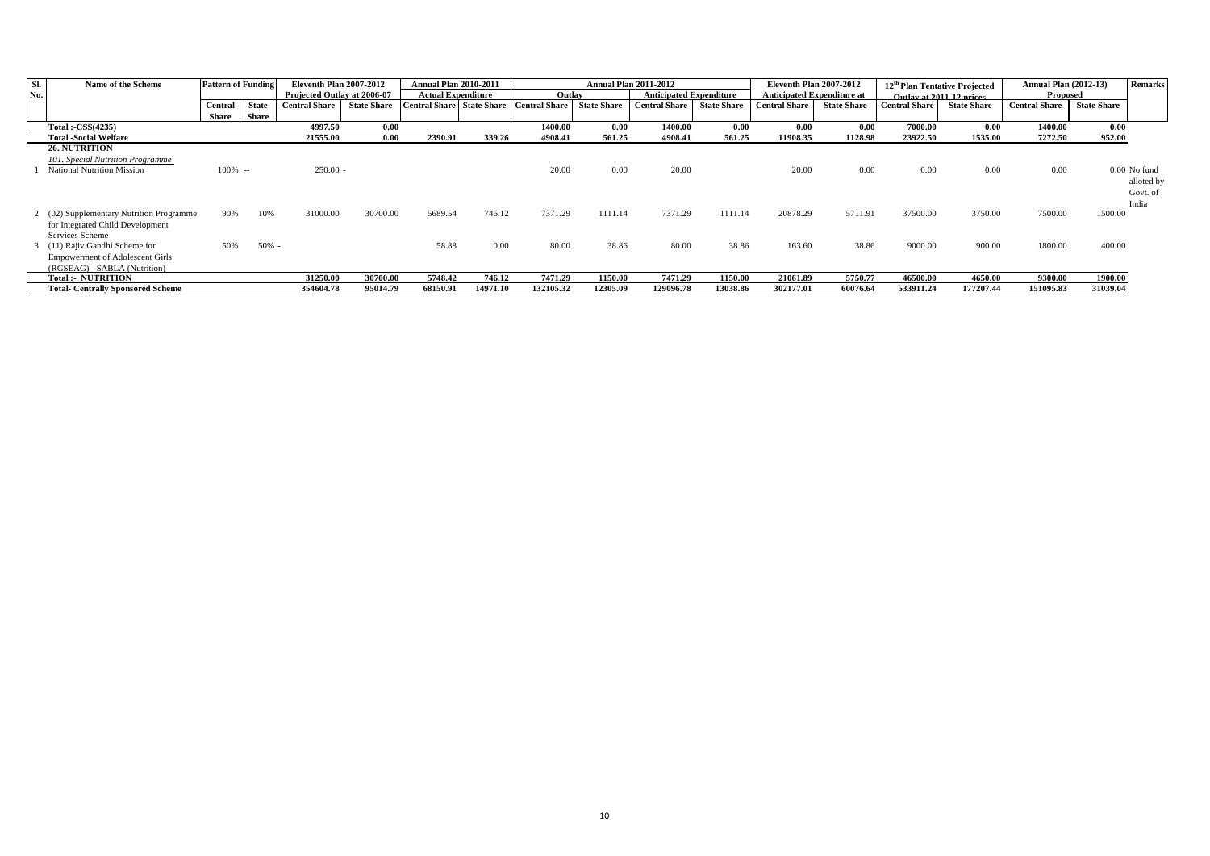| Sl. No. | Name of the Scheme | Pattern of Funding | | Eleventh Plan 2007-2012 Projected Outlay at 2006-07 | | Annual Plan 2010-2011 Actual Expenditure | | Annual Plan 2011-2012 | | | | Eleventh Plan 2007-2012 Anticipated Expenditure at | | 12[th] Plan Tentative Projected Outlay at 2011-12 prices | | Annual Plan (2012-13) Proposed | | Remarks |
|---|---|---|---|---|---|---|---|---|---|---|---|---|---|---|---|---|---|---|
| | | | | | | | | Outlay | | Anticipated Expenditure | | | | | | | | |
| | | Central Share | State Share | Central Share | State Share | Central Share | State Share | Central Share | State Share | Central Share | State Share | Central Share | State Share | Central Share | State Share | Central Share | State Share | |
| | **Total :-CSS(4235)** | | | **4997.50** | **0.00** | | | **1400.00** | **0.00** | **1400.00** | **0.00** | **0.00** | **0.00** | **7000.00** | **0.00** | **1400.00** | **0.00** | |
| | **Total -Social Welfare** | | | **21555.00** | **0.00** | **2390.91** | **339.26** | **4908.41** | **561.25** | **4908.41** | **561.25** | **11908.35** | **1128.98** | **23922.50** | **1535.00** | **7272.50** | **952.00** | |
| | **26. NUTRITION** | | | | | | | | | | | | | | | | | |
| | *101. Special Nutrition Programme* | | | | | | | | | | | | | | | | | |
| 1 | National Nutrition Mission | 100% | -- | 250.00 | - | | | 20.00 | 0.00 | 20.00 | | 20.00 | 0.00 | 0.00 | 0.00 | 0.00 | 0.00 | No fund alloted by Govt. of India |
| 2 | (02) Supplementary Nutrition Programme for Integrated Child Development Services Scheme | 90% | 10% | 31000.00 | 30700.00 | 5689.54 | 746.12 | 7371.29 | 1111.14 | 7371.29 | 1111.14 | 20878.29 | 5711.91 | 37500.00 | 3750.00 | 7500.00 | 1500.00 | |
| 3 | (11) Rajiv Gandhi Scheme for Empowerment of Adolescent Girls (RGSEAG) - SABLA (Nutrition) | 50% | 50% | - | | 58.88 | 0.00 | 80.00 | 38.86 | 80.00 | 38.86 | 163.60 | 38.86 | 9000.00 | 900.00 | 1800.00 | 400.00 | |
| | **Total :- NUTRITION** | | | **31250.00** | **30700.00** | **5748.42** | **746.12** | **7471.29** | **1150.00** | **7471.29** | **1150.00** | **21061.89** | **5750.77** | **46500.00** | **4650.00** | **9300.00** | **1900.00** | |
| | **Total- Centrally Sponsored Scheme** | | | **354604.78** | **95014.79** | **68150.91** | **14971.10** | **132105.32** | **12305.09** | **129096.78** | **13038.86** | **302177.01** | **60076.64** | **533911.24** | **177207.44** | **151095.83** | **31039.04** | |